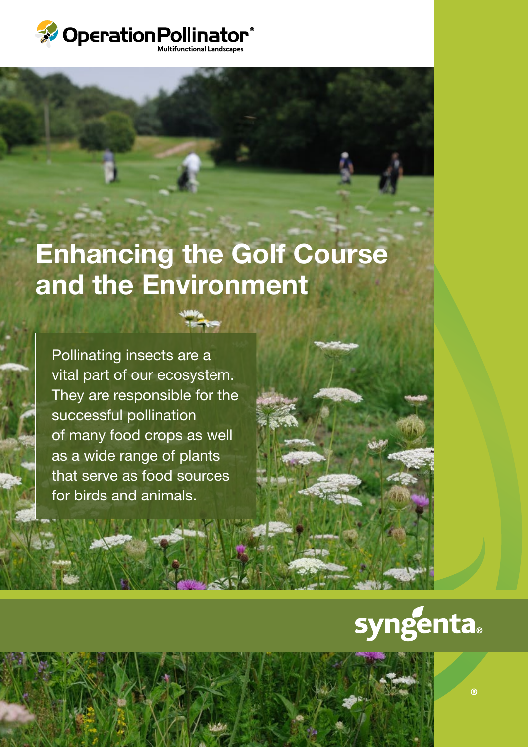OperationPollinator®
Multifunctional Landscapes

# Enhancing the Golf Course and the Environment

Pollinating insects are a vital part of our ecosystem. They are responsible for the successful pollination of many food crops as well as a wide range of plants that serve as food sources for birds and animals.

syngenta®

®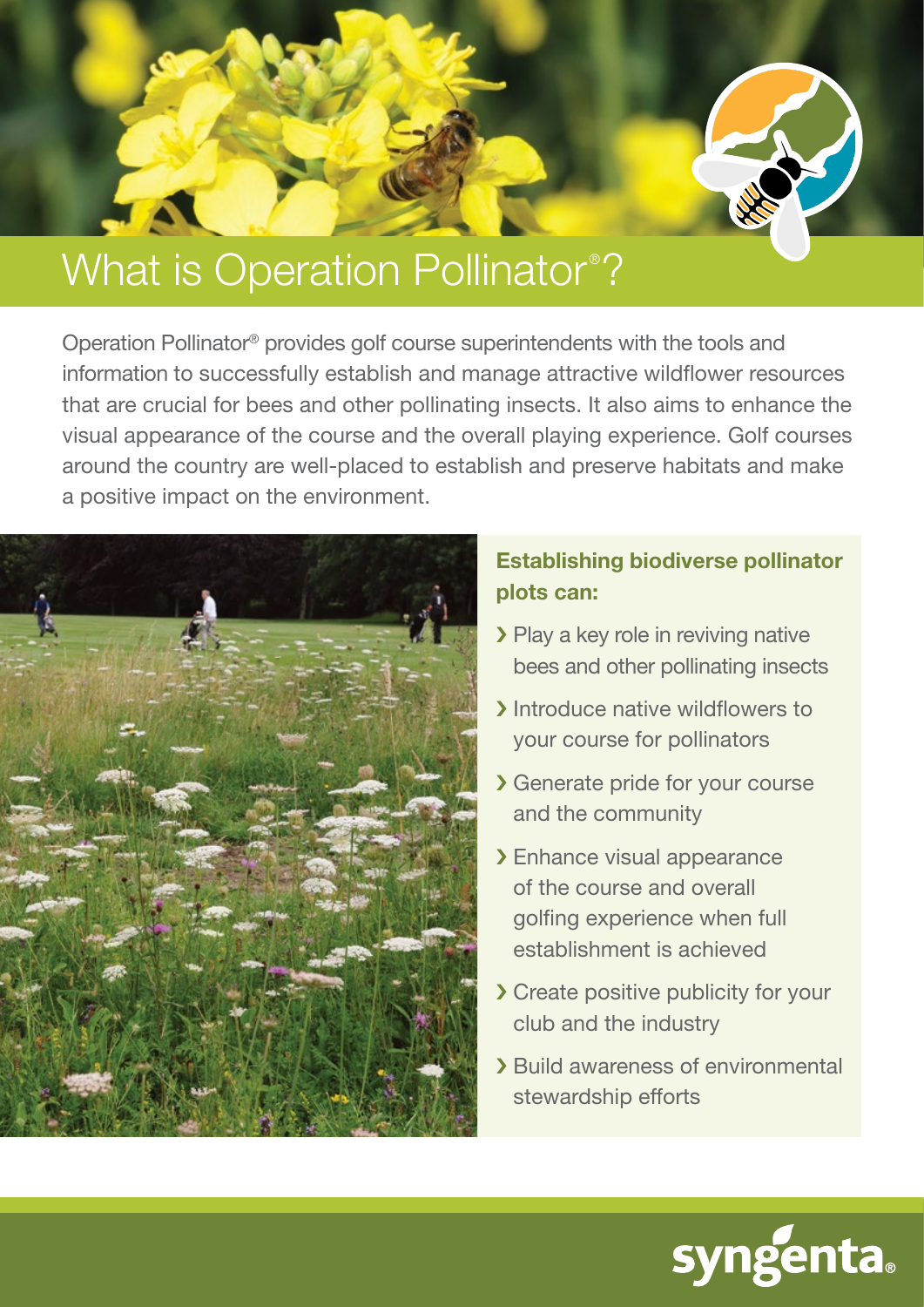# What is Operation Pollinator®?

Operation Pollinator® provides golf course superintendents with the tools and information to successfully establish and manage attractive wildflower resources that are crucial for bees and other pollinating insects. It also aims to enhance the visual appearance of the course and the overall playing experience. Golf courses around the country are well-placed to establish and preserve habitats and make a positive impact on the environment.

**Establishing biodiverse pollinator plots can:**

- Play a key role in reviving native bees and other pollinating insects
- Introduce native wildflowers to your course for pollinators
- Generate pride for your course and the community
- Enhance visual appearance of the course and overall golfing experience when full establishment is achieved
- Create positive publicity for your club and the industry
- Build awareness of environmental stewardship efforts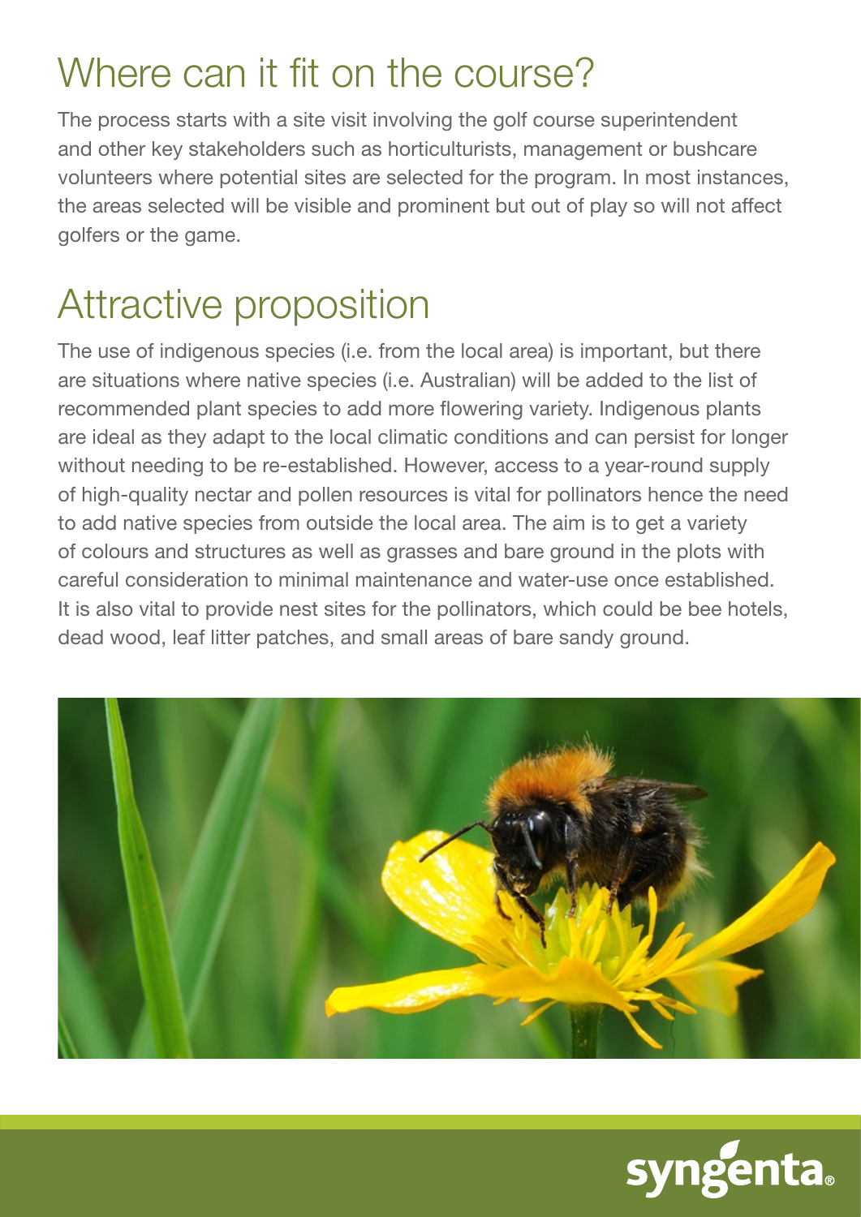## Where can it fit on the course?

The process starts with a site visit involving the golf course superintendent and other key stakeholders such as horticulturists, management or bushcare volunteers where potential sites are selected for the program. In most instances, the areas selected will be visible and prominent but out of play so will not affect golfers or the game.

## Attractive proposition

The use of indigenous species (i.e. from the local area) is important, but there are situations where native species (i.e. Australian) will be added to the list of recommended plant species to add more flowering variety. Indigenous plants are ideal as they adapt to the local climatic conditions and can persist for longer without needing to be re-established. However, access to a year-round supply of high-quality nectar and pollen resources is vital for pollinators hence the need to add native species from outside the local area. The aim is to get a variety of colours and structures as well as grasses and bare ground in the plots with careful consideration to minimal maintenance and water-use once established. It is also vital to provide nest sites for the pollinators, which could be bee hotels, dead wood, leaf litter patches, and small areas of bare sandy ground.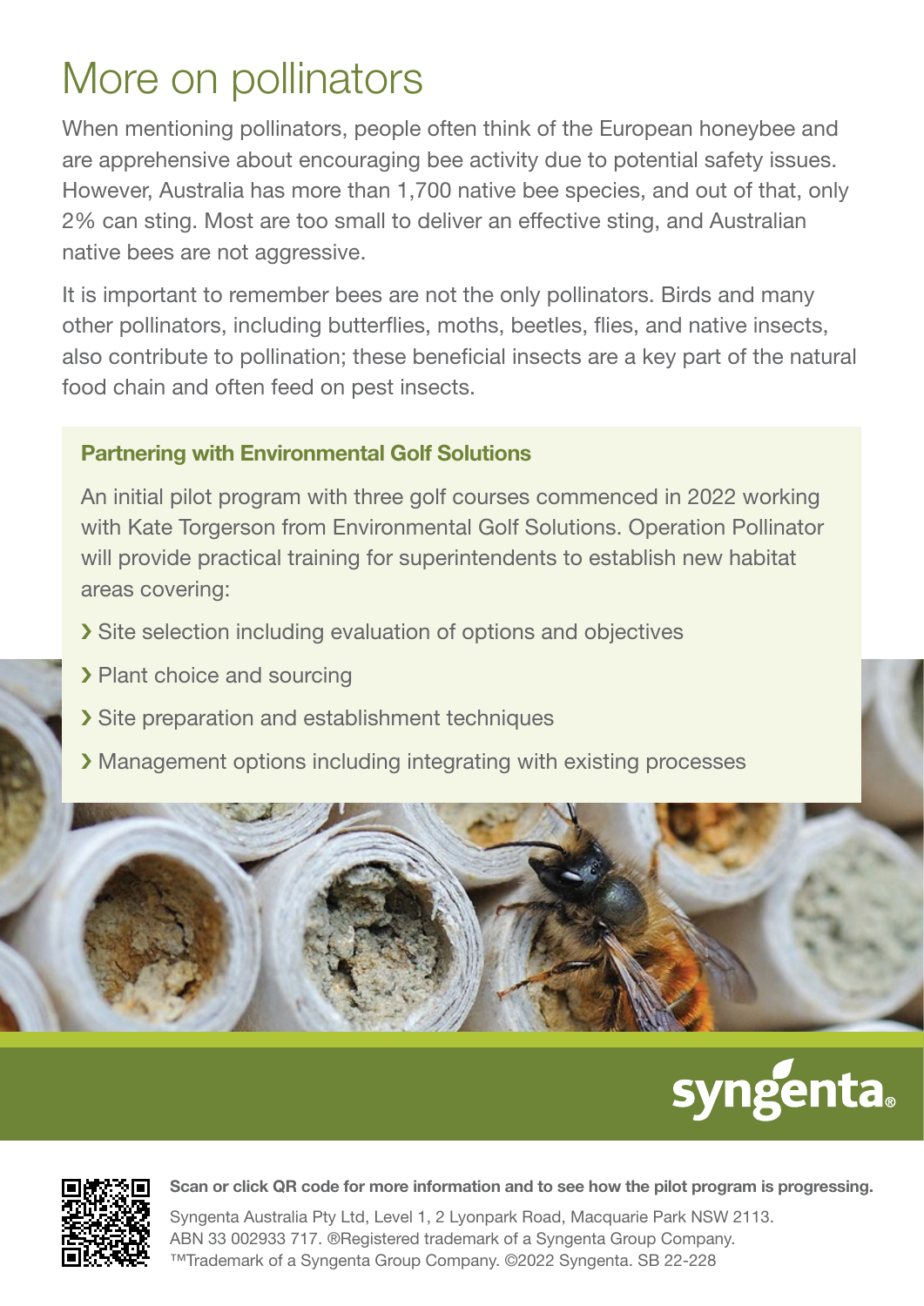# More on pollinators

When mentioning pollinators, people often think of the European honeybee and are apprehensive about encouraging bee activity due to potential safety issues. However, Australia has more than 1,700 native bee species, and out of that, only 2% can sting. Most are too small to deliver an effective sting, and Australian native bees are not aggressive.

It is important to remember bees are not the only pollinators. Birds and many other pollinators, including butterflies, moths, beetles, flies, and native insects, also contribute to pollination; these beneficial insects are a key part of the natural food chain and often feed on pest insects.

### Partnering with Environmental Golf Solutions

An initial pilot program with three golf courses commenced in 2022 working with Kate Torgerson from Environmental Golf Solutions. Operation Pollinator will provide practical training for superintendents to establish new habitat areas covering:

- Site selection including evaluation of options and objectives
- Plant choice and sourcing
- Site preparation and establishment techniques
- Management options including integrating with existing processes

syngenta®

**Scan or click QR code for more information and to see how the pilot program is progressing.**

Syngenta Australia Pty Ltd, Level 1, 2 Lyonpark Road, Macquarie Park NSW 2113. ABN 33 002933 717. ®Registered trademark of a Syngenta Group Company. ™Trademark of a Syngenta Group Company. ©2022 Syngenta. SB 22-228